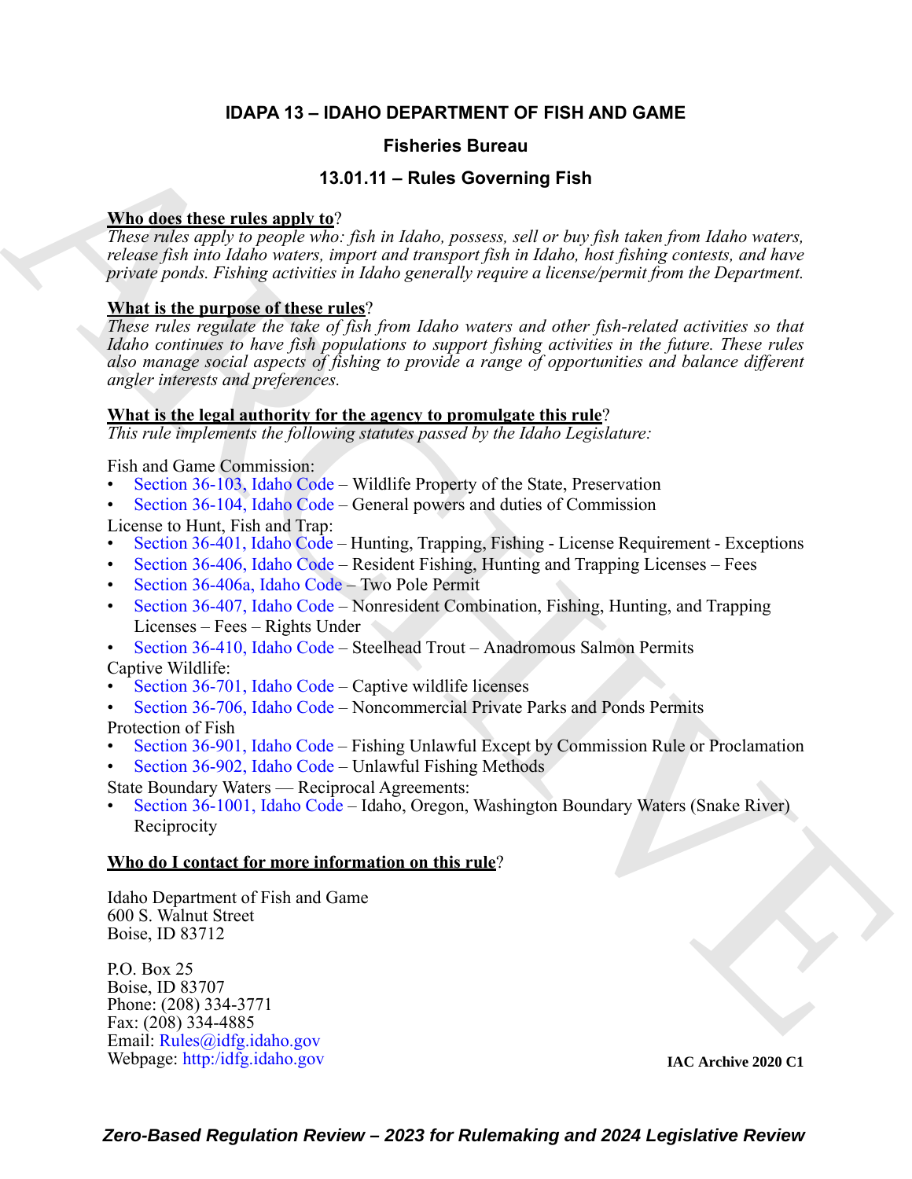# IDAPA 13 – IDAHO DEPARTMENT OF FISH AND GAME

## Fisheries Bureau

## 13.01.11 – Rules Governing Fish

**Who does these rules apply to**?

*These rules apply to people who: fish in Idaho, possess, sell or buy fish taken from Idaho waters, release fish into Idaho waters, import and transport fish in Idaho, host fishing contests, and have private ponds. Fishing activities in Idaho generally require a license/permit from the Department.*

**What is the purpose of these rules**?

*These rules regulate the take of fish from Idaho waters and other fish-related activities so that Idaho continues to have fish populations to support fishing activities in the future. These rules also manage social aspects of fishing to provide a range of opportunities and balance different angler interests and preferences.*

**What is the legal authority for the agency to promulgate this rule**?

*This rule implements the following statutes passed by the Idaho Legislature:*

Fish and Game Commission:
- Section 36-103, Idaho Code – Wildlife Property of the State, Preservation
- Section 36-104, Idaho Code – General powers and duties of Commission

License to Hunt, Fish and Trap:
- Section 36-401, Idaho Code – Hunting, Trapping, Fishing - License Requirement - Exceptions
- Section 36-406, Idaho Code – Resident Fishing, Hunting and Trapping Licenses – Fees
- Section 36-406a, Idaho Code – Two Pole Permit
- Section 36-407, Idaho Code – Nonresident Combination, Fishing, Hunting, and Trapping Licenses – Fees – Rights Under
- Section 36-410, Idaho Code – Steelhead Trout – Anadromous Salmon Permits

Captive Wildlife:
- Section 36-701, Idaho Code – Captive wildlife licenses
- Section 36-706, Idaho Code – Noncommercial Private Parks and Ponds Permits

Protection of Fish
- Section 36-901, Idaho Code – Fishing Unlawful Except by Commission Rule or Proclamation
- Section 36-902, Idaho Code – Unlawful Fishing Methods

State Boundary Waters — Reciprocal Agreements:
- Section 36-1001, Idaho Code – Idaho, Oregon, Washington Boundary Waters (Snake River) Reciprocity

**Who do I contact for more information on this rule**?

Idaho Department of Fish and Game
600 S. Walnut Street
Boise, ID 83712

P.O. Box 25
Boise, ID 83707
Phone: (208) 334-3771
Fax: (208) 334-4885
Email: Rules@idfg.idaho.gov
Webpage: http:/idfg.idaho.gov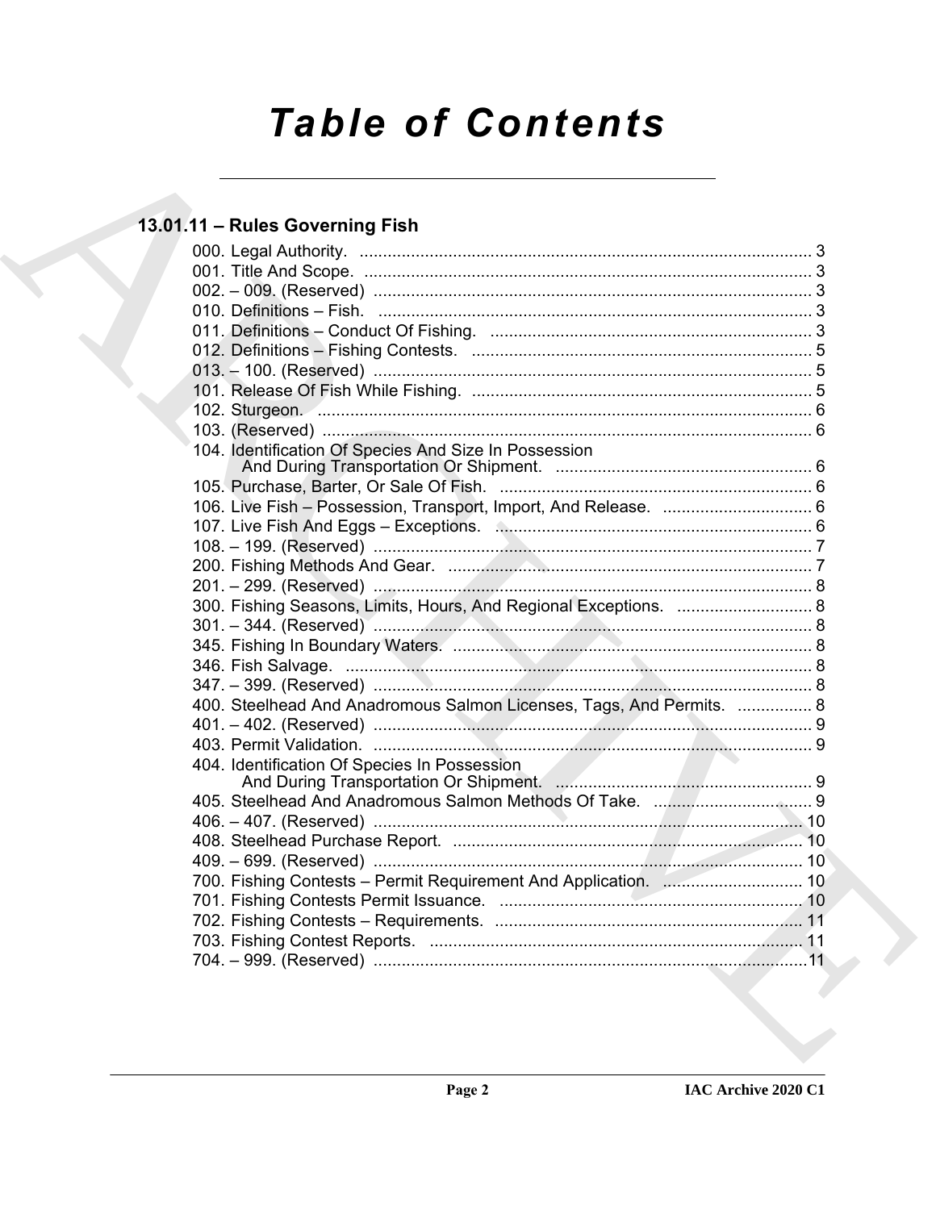# Table of Contents

## 13.01.11 – Rules Governing Fish

000. Legal Authority. ........................................................................................ 3
001. Title And Scope. ........................................................................................ 3
002. – 009. (Reserved) ...................................................................................... 3
010. Definitions – Fish. ..................................................................................... 3
011. Definitions – Conduct Of Fishing. ............................................................ 3
012. Definitions – Fishing Contests. ................................................................ 5
013. – 100. (Reserved) ...................................................................................... 5
101. Release Of Fish While Fishing. ................................................................. 5
102. Sturgeon. .................................................................................................. 6
103. (Reserved) ................................................................................................ 6
104. Identification Of Species And Size In Possession And During Transportation Or Shipment. ........................................................ 6
105. Purchase, Barter, Or Sale Of Fish. ........................................................... 6
106. Live Fish – Possession, Transport, Import, And Release. ........................ 6
107. Live Fish And Eggs – Exceptions. ............................................................ 6
108. – 199. (Reserved) ...................................................................................... 7
200. Fishing Methods And Gear. ...................................................................... 7
201. – 299. (Reserved) ...................................................................................... 8
300. Fishing Seasons, Limits, Hours, And Regional Exceptions. ..................... 8
301. – 344. (Reserved) ...................................................................................... 8
345. Fishing In Boundary Waters. .................................................................... 8
346. Fish Salvage. ............................................................................................ 8
347. – 399. (Reserved) ...................................................................................... 8
400. Steelhead And Anadromous Salmon Licenses, Tags, And Permits. ........ 8
401. – 402. (Reserved) ...................................................................................... 9
403. Permit Validation. ..................................................................................... 9
404. Identification Of Species In Possession And During Transportation Or Shipment. ........................................................ 9
405. Steelhead And Anadromous Salmon Methods Of Take. .......................... 9
406. – 407. (Reserved) .................................................................................... 10
408. Steelhead Purchase Report. ................................................................... 10
409. – 699. (Reserved) .................................................................................... 10
700. Fishing Contests – Permit Requirement And Application. ...................... 10
701. Fishing Contests Permit Issuance. ......................................................... 10
702. Fishing Contests – Requirements. .......................................................... 11
703. Fishing Contest Reports. ........................................................................ 11
704. – 999. (Reserved) .................................................................................... 11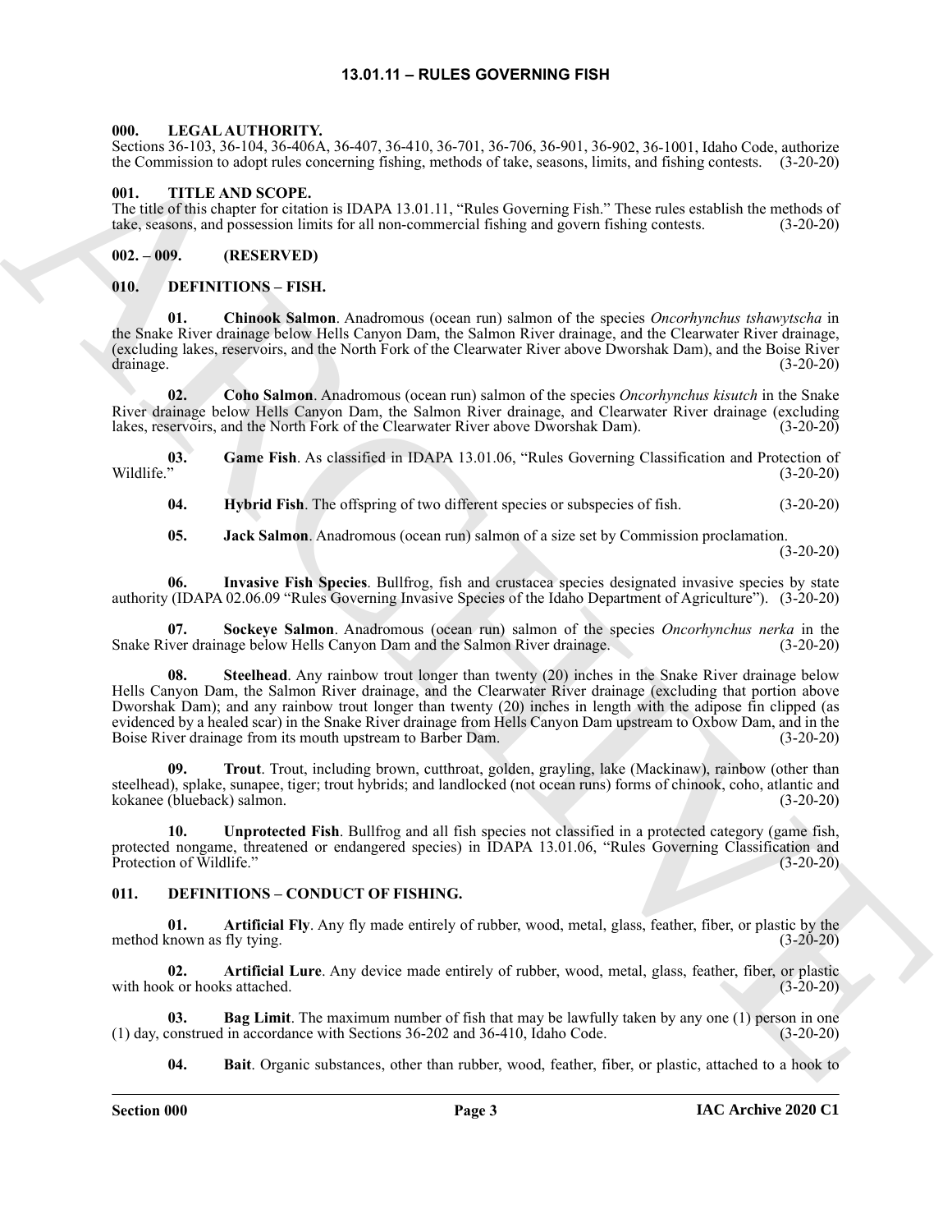# 13.01.11 – RULES GOVERNING FISH

**000. LEGAL AUTHORITY.**

Sections 36-103, 36-104, 36-406A, 36-407, 36-410, 36-701, 36-706, 36-901, 36-902, 36-1001, Idaho Code, authorize the Commission to adopt rules concerning fishing, methods of take, seasons, limits, and fishing contests. (3-20-20)

**001. TITLE AND SCOPE.**

The title of this chapter for citation is IDAPA 13.01.11, "Rules Governing Fish." These rules establish the methods of take, seasons, and possession limits for all non-commercial fishing and govern fishing contests. (3-20-20)

**002. – 009. (RESERVED)**

**010. DEFINITIONS – FISH.**

**01. Chinook Salmon**. Anadromous (ocean run) salmon of the species *Oncorhynchus tshawytscha* in the Snake River drainage below Hells Canyon Dam, the Salmon River drainage, and the Clearwater River drainage, (excluding lakes, reservoirs, and the North Fork of the Clearwater River above Dworshak Dam), and the Boise River drainage. (3-20-20)

**02. Coho Salmon**. Anadromous (ocean run) salmon of the species *Oncorhynchus kisutch* in the Snake River drainage below Hells Canyon Dam, the Salmon River drainage, and Clearwater River drainage (excluding lakes, reservoirs, and the North Fork of the Clearwater River above Dworshak Dam). (3-20-20)

**03. Game Fish**. As classified in IDAPA 13.01.06, "Rules Governing Classification and Protection of Wildlife." (3-20-20)

**04. Hybrid Fish**. The offspring of two different species or subspecies of fish. (3-20-20)

**05. Jack Salmon**. Anadromous (ocean run) salmon of a size set by Commission proclamation. (3-20-20)

**06. Invasive Fish Species**. Bullfrog, fish and crustacea species designated invasive species by state authority (IDAPA 02.06.09 "Rules Governing Invasive Species of the Idaho Department of Agriculture"). (3-20-20)

**07. Sockeye Salmon**. Anadromous (ocean run) salmon of the species *Oncorhynchus nerka* in the Snake River drainage below Hells Canyon Dam and the Salmon River drainage. (3-20-20)

**08. Steelhead**. Any rainbow trout longer than twenty (20) inches in the Snake River drainage below Hells Canyon Dam, the Salmon River drainage, and the Clearwater River drainage (excluding that portion above Dworshak Dam); and any rainbow trout longer than twenty (20) inches in length with the adipose fin clipped (as evidenced by a healed scar) in the Snake River drainage from Hells Canyon Dam upstream to Oxbow Dam, and in the Boise River drainage from its mouth upstream to Barber Dam. (3-20-20)

**09. Trout**. Trout, including brown, cutthroat, golden, grayling, lake (Mackinaw), rainbow (other than steelhead), splake, sunapee, tiger; trout hybrids; and landlocked (not ocean runs) forms of chinook, coho, atlantic and kokanee (blueback) salmon. (3-20-20)

**10. Unprotected Fish**. Bullfrog and all fish species not classified in a protected category (game fish, protected nongame, threatened or endangered species) in IDAPA 13.01.06, "Rules Governing Classification and Protection of Wildlife." (3-20-20)

**011. DEFINITIONS – CONDUCT OF FISHING.**

**01. Artificial Fly**. Any fly made entirely of rubber, wood, metal, glass, feather, fiber, or plastic by the method known as fly tying. (3-20-20)

**02. Artificial Lure**. Any device made entirely of rubber, wood, metal, glass, feather, fiber, or plastic with hook or hooks attached. (3-20-20)

**03. Bag Limit**. The maximum number of fish that may be lawfully taken by any one (1) person in one (1) day, construed in accordance with Sections 36-202 and 36-410, Idaho Code. (3-20-20)

**04. Bait**. Organic substances, other than rubber, wood, feather, fiber, or plastic, attached to a hook to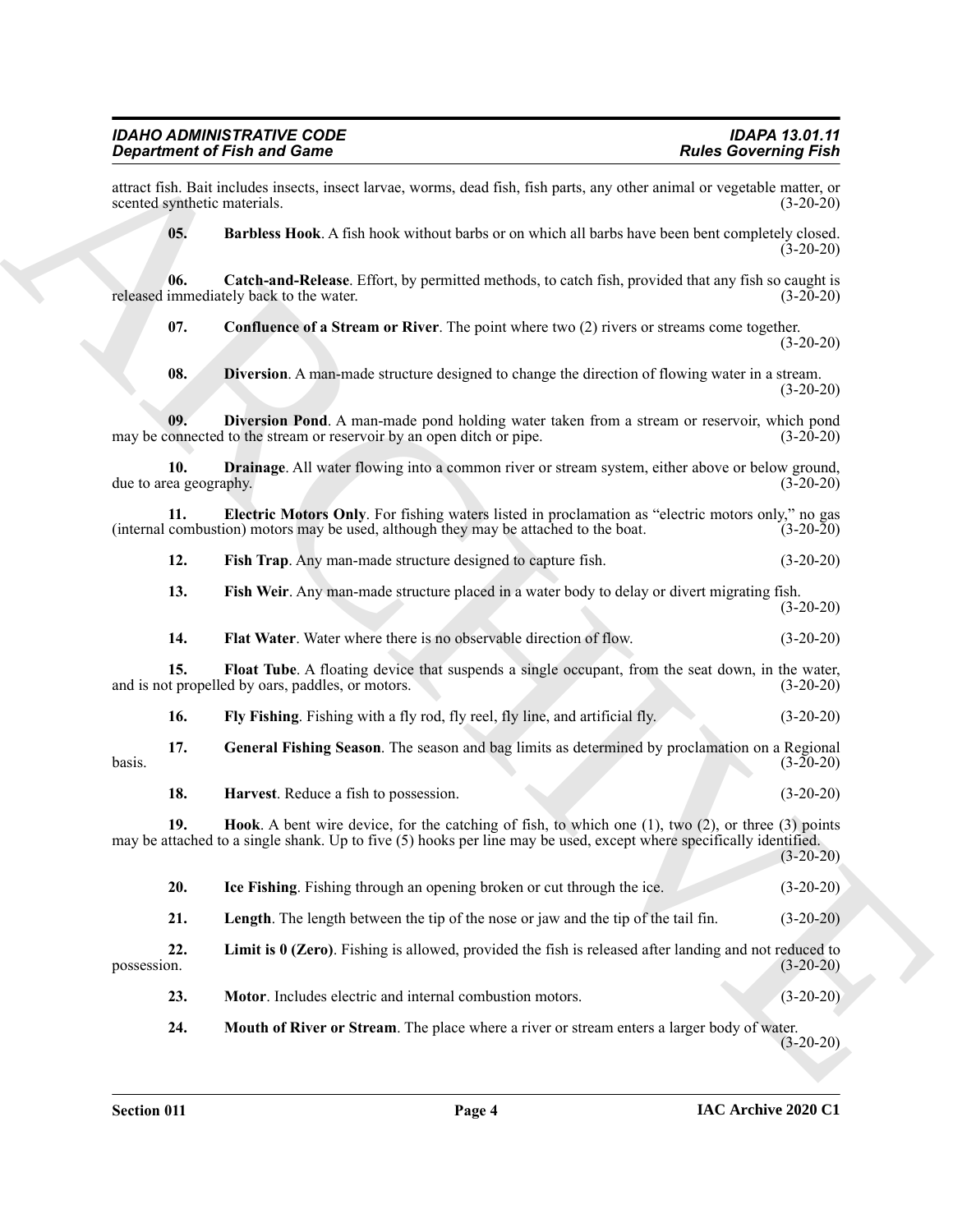attract fish. Bait includes insects, insect larvae, worms, dead fish, fish parts, any other animal or vegetable matter, or scented synthetic materials. (3-20-20)

**05. Barbless Hook**. A fish hook without barbs or on which all barbs have been bent completely closed. (3-20-20)

**06. Catch-and-Release**. Effort, by permitted methods, to catch fish, provided that any fish so caught is released immediately back to the water. (3-20-20)

**07. Confluence of a Stream or River**. The point where two (2) rivers or streams come together. (3-20-20)

**08. Diversion**. A man-made structure designed to change the direction of flowing water in a stream. (3-20-20)

**09. Diversion Pond**. A man-made pond holding water taken from a stream or reservoir, which pond may be connected to the stream or reservoir by an open ditch or pipe. (3-20-20)

**10. Drainage**. All water flowing into a common river or stream system, either above or below ground, due to area geography. (3-20-20)

**11. Electric Motors Only**. For fishing waters listed in proclamation as "electric motors only," no gas (internal combustion) motors may be used, although they may be attached to the boat. (3-20-20)

**12. Fish Trap**. Any man-made structure designed to capture fish. (3-20-20)

**13. Fish Weir**. Any man-made structure placed in a water body to delay or divert migrating fish. (3-20-20)

**14. Flat Water**. Water where there is no observable direction of flow. (3-20-20)

**15. Float Tube**. A floating device that suspends a single occupant, from the seat down, in the water, and is not propelled by oars, paddles, or motors. (3-20-20)

**16. Fly Fishing**. Fishing with a fly rod, fly reel, fly line, and artificial fly. (3-20-20)

**17. General Fishing Season**. The season and bag limits as determined by proclamation on a Regional basis. (3-20-20)

**18. Harvest**. Reduce a fish to possession. (3-20-20)

**19. Hook**. A bent wire device, for the catching of fish, to which one (1), two (2), or three (3) points may be attached to a single shank. Up to five (5) hooks per line may be used, except where specifically identified. (3-20-20)

**20. Ice Fishing**. Fishing through an opening broken or cut through the ice. (3-20-20)

**21. Length**. The length between the tip of the nose or jaw and the tip of the tail fin. (3-20-20)

**22. Limit is 0 (Zero)**. Fishing is allowed, provided the fish is released after landing and not reduced to possession. (3-20-20)

**23. Motor**. Includes electric and internal combustion motors. (3-20-20)

**24. Mouth of River or Stream**. The place where a river or stream enters a larger body of water. (3-20-20)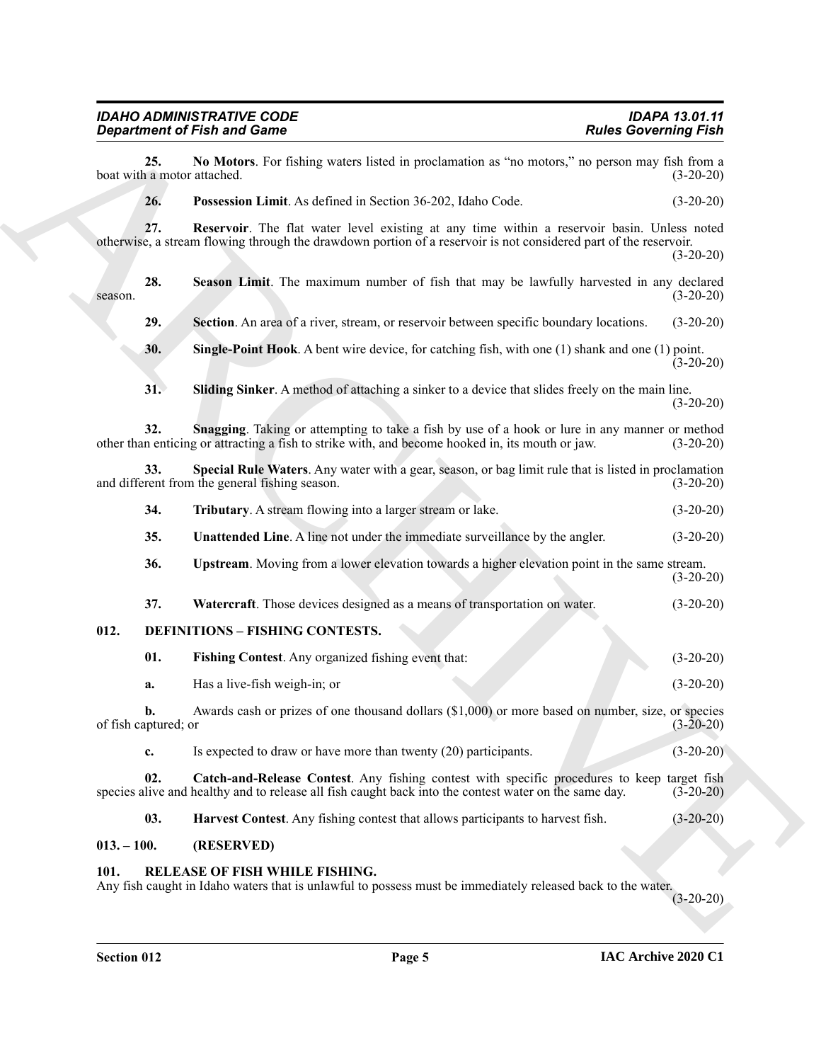**25. No Motors**. For fishing waters listed in proclamation as "no motors," no person may fish from a boat with a motor attached. (3-20-20)

**26. Possession Limit**. As defined in Section 36-202, Idaho Code. (3-20-20)

**27. Reservoir**. The flat water level existing at any time within a reservoir basin. Unless noted otherwise, a stream flowing through the drawdown portion of a reservoir is not considered part of the reservoir. (3-20-20)

**28. Season Limit**. The maximum number of fish that may be lawfully harvested in any declared season. (3-20-20)

**29. Section**. An area of a river, stream, or reservoir between specific boundary locations. (3-20-20)

**30. Single-Point Hook**. A bent wire device, for catching fish, with one (1) shank and one (1) point. (3-20-20)

**31. Sliding Sinker**. A method of attaching a sinker to a device that slides freely on the main line. (3-20-20)

**32. Snagging**. Taking or attempting to take a fish by use of a hook or lure in any manner or method other than enticing or attracting a fish to strike with, and become hooked in, its mouth or jaw. (3-20-20)

**33. Special Rule Waters**. Any water with a gear, season, or bag limit rule that is listed in proclamation and different from the general fishing season. (3-20-20)

**34. Tributary**. A stream flowing into a larger stream or lake. (3-20-20)

**35. Unattended Line**. A line not under the immediate surveillance by the angler. (3-20-20)

**36. Upstream**. Moving from a lower elevation towards a higher elevation point in the same stream. (3-20-20)

**37. Watercraft**. Those devices designed as a means of transportation on water. (3-20-20)

## 012. DEFINITIONS – FISHING CONTESTS.

**01. Fishing Contest**. Any organized fishing event that: (3-20-20)

**a.** Has a live-fish weigh-in; or (3-20-20)

**b.** Awards cash or prizes of one thousand dollars ($1,000) or more based on number, size, or species of fish captured; or (3-20-20)

**c.** Is expected to draw or have more than twenty (20) participants. (3-20-20)

**02. Catch-and-Release Contest**. Any fishing contest with specific procedures to keep target fish species alive and healthy and to release all fish caught back into the contest water on the same day. (3-20-20)

**03. Harvest Contest**. Any fishing contest that allows participants to harvest fish. (3-20-20)

## 013. – 100. (RESERVED)

## 101. RELEASE OF FISH WHILE FISHING.

Any fish caught in Idaho waters that is unlawful to possess must be immediately released back to the water. (3-20-20)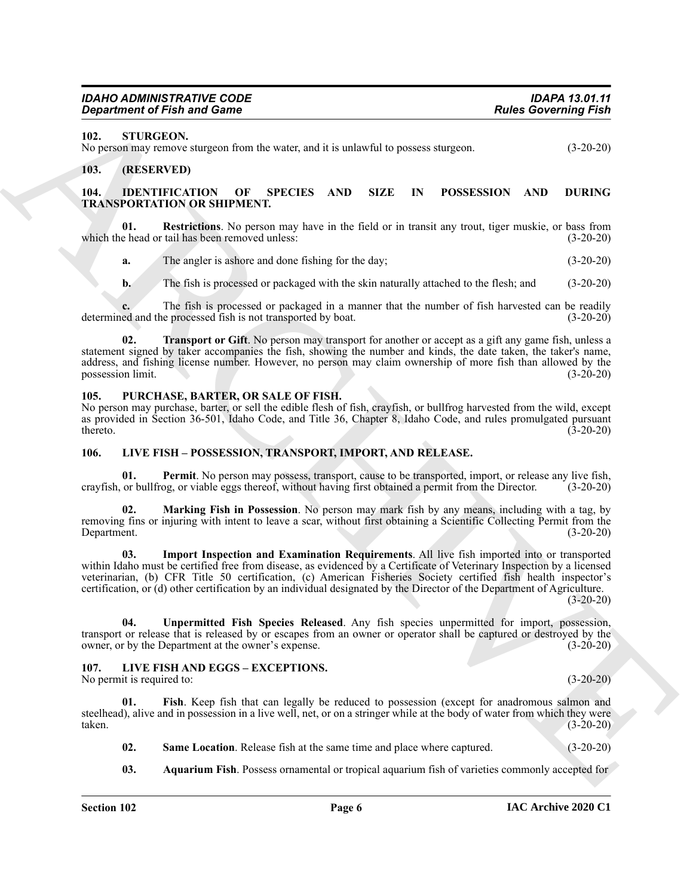### 102. STURGEON.

No person may remove sturgeon from the water, and it is unlawful to possess sturgeon. (3-20-20)

### 103. (RESERVED)

### 104. IDENTIFICATION OF SPECIES AND SIZE IN POSSESSION AND DURING TRANSPORTATION OR SHIPMENT.

**01. Restrictions**. No person may have in the field or in transit any trout, tiger muskie, or bass from which the head or tail has been removed unless: (3-20-20)

**a.** The angler is ashore and done fishing for the day; (3-20-20)

**b.** The fish is processed or packaged with the skin naturally attached to the flesh; and (3-20-20)

**c.** The fish is processed or packaged in a manner that the number of fish harvested can be readily determined and the processed fish is not transported by boat. (3-20-20)

**02. Transport or Gift**. No person may transport for another or accept as a gift any game fish, unless a statement signed by taker accompanies the fish, showing the number and kinds, the date taken, the taker's name, address, and fishing license number. However, no person may claim ownership of more fish than allowed by the possession limit. (3-20-20)

### 105. PURCHASE, BARTER, OR SALE OF FISH.

No person may purchase, barter, or sell the edible flesh of fish, crayfish, or bullfrog harvested from the wild, except as provided in Section 36-501, Idaho Code, and Title 36, Chapter 8, Idaho Code, and rules promulgated pursuant thereto. (3-20-20)

### 106. LIVE FISH – POSSESSION, TRANSPORT, IMPORT, AND RELEASE.

**01. Permit**. No person may possess, transport, cause to be transported, import, or release any live fish, crayfish, or bullfrog, or viable eggs thereof, without having first obtained a permit from the Director. (3-20-20)

**02. Marking Fish in Possession**. No person may mark fish by any means, including with a tag, by removing fins or injuring with intent to leave a scar, without first obtaining a Scientific Collecting Permit from the Department. (3-20-20)

**03. Import Inspection and Examination Requirements**. All live fish imported into or transported within Idaho must be certified free from disease, as evidenced by a Certificate of Veterinary Inspection by a licensed veterinarian, (b) CFR Title 50 certification, (c) American Fisheries Society certified fish health inspector's certification, or (d) other certification by an individual designated by the Director of the Department of Agriculture. (3-20-20)

**04. Unpermitted Fish Species Released**. Any fish species unpermitted for import, possession, transport or release that is released by or escapes from an owner or operator shall be captured or destroyed by the owner, or by the Department at the owner's expense. (3-20-20)

### 107. LIVE FISH AND EGGS – EXCEPTIONS.

No permit is required to: (3-20-20)

**01. Fish**. Keep fish that can legally be reduced to possession (except for anadromous salmon and steelhead), alive and in possession in a live well, net, or on a stringer while at the body of water from which they were taken. (3-20-20)

**02. Same Location**. Release fish at the same time and place where captured. (3-20-20)

**03. Aquarium Fish**. Possess ornamental or tropical aquarium fish of varieties commonly accepted for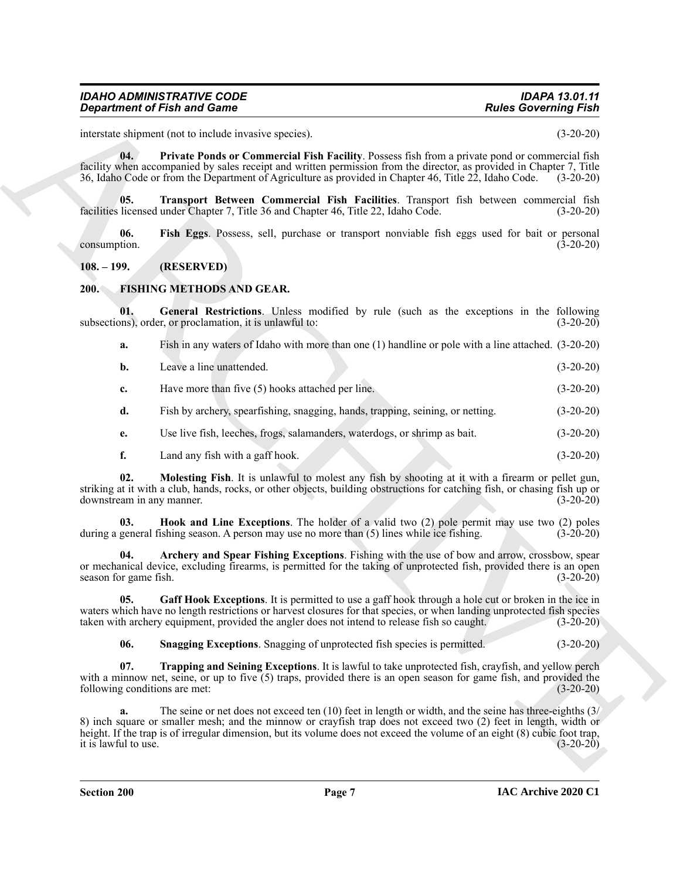interstate shipment (not to include invasive species). (3-20-20)

**04. Private Ponds or Commercial Fish Facility**. Possess fish from a private pond or commercial fish facility when accompanied by sales receipt and written permission from the director, as provided in Chapter 7, Title 36, Idaho Code or from the Department of Agriculture as provided in Chapter 46, Title 22, Idaho Code. (3-20-20)

**05. Transport Between Commercial Fish Facilities**. Transport fish between commercial fish facilities licensed under Chapter 7, Title 36 and Chapter 46, Title 22, Idaho Code. (3-20-20)

**06. Fish Eggs**. Possess, sell, purchase or transport nonviable fish eggs used for bait or personal consumption. (3-20-20)

## 108. – 199. (RESERVED)

## 200. FISHING METHODS AND GEAR.

**01. General Restrictions**. Unless modified by rule (such as the exceptions in the following subsections), order, or proclamation, it is unlawful to: (3-20-20)

**a.** Fish in any waters of Idaho with more than one (1) handline or pole with a line attached. (3-20-20)

**b.** Leave a line unattended. (3-20-20)

**c.** Have more than five (5) hooks attached per line. (3-20-20)

**d.** Fish by archery, spearfishing, snagging, hands, trapping, seining, or netting. (3-20-20)

**e.** Use live fish, leeches, frogs, salamanders, waterdogs, or shrimp as bait. (3-20-20)

**f.** Land any fish with a gaff hook. (3-20-20)

**02. Molesting Fish**. It is unlawful to molest any fish by shooting at it with a firearm or pellet gun, striking at it with a club, hands, rocks, or other objects, building obstructions for catching fish, or chasing fish up or downstream in any manner. (3-20-20)

**03. Hook and Line Exceptions**. The holder of a valid two (2) pole permit may use two (2) poles during a general fishing season. A person may use no more than (5) lines while ice fishing. (3-20-20)

**04. Archery and Spear Fishing Exceptions**. Fishing with the use of bow and arrow, crossbow, spear or mechanical device, excluding firearms, is permitted for the taking of unprotected fish, provided there is an open season for game fish. (3-20-20)

**05. Gaff Hook Exceptions**. It is permitted to use a gaff hook through a hole cut or broken in the ice in waters which have no length restrictions or harvest closures for that species, or when landing unprotected fish species taken with archery equipment, provided the angler does not intend to release fish so caught. (3-20-20)

**06. Snagging Exceptions**. Snagging of unprotected fish species is permitted. (3-20-20)

**07. Trapping and Seining Exceptions**. It is lawful to take unprotected fish, crayfish, and yellow perch with a minnow net, seine, or up to five (5) traps, provided there is an open season for game fish, and provided the following conditions are met: (3-20-20)

**a.** The seine or net does not exceed ten (10) feet in length or width, and the seine has three-eighths (3/8) inch square or smaller mesh; and the minnow or crayfish trap does not exceed two (2) feet in length, width or height. If the trap is of irregular dimension, but its volume does not exceed the volume of an eight (8) cubic foot trap, it is lawful to use. (3-20-20)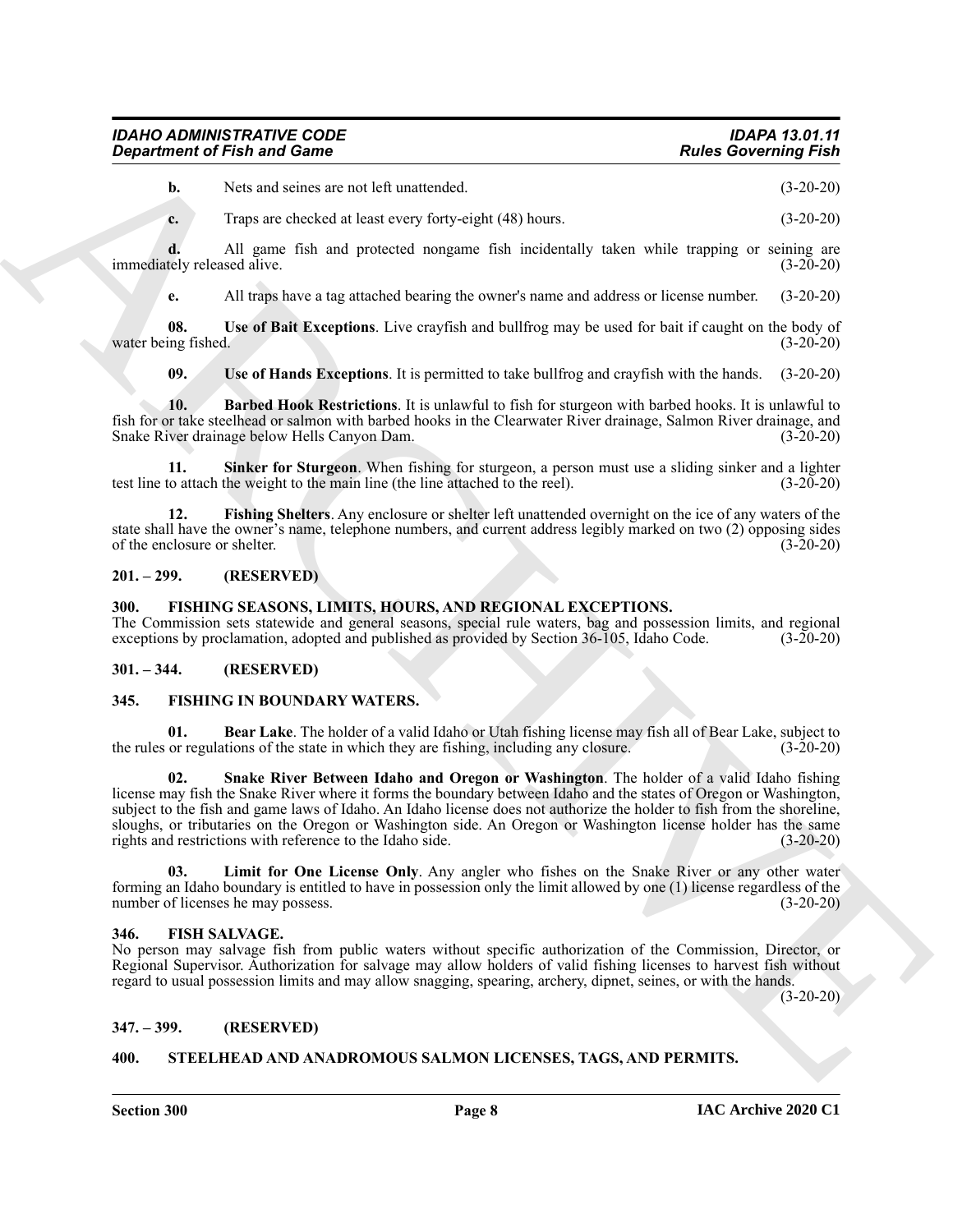**b.** Nets and seines are not left unattended. (3-20-20)

**c.** Traps are checked at least every forty-eight (48) hours. (3-20-20)

**d.** All game fish and protected nongame fish incidentally taken while trapping or seining are immediately released alive. (3-20-20)

**e.** All traps have a tag attached bearing the owner's name and address or license number. (3-20-20)

**08. Use of Bait Exceptions**. Live crayfish and bullfrog may be used for bait if caught on the body of water being fished. (3-20-20)

**09. Use of Hands Exceptions**. It is permitted to take bullfrog and crayfish with the hands. (3-20-20)

**10. Barbed Hook Restrictions**. It is unlawful to fish for sturgeon with barbed hooks. It is unlawful to fish for or take steelhead or salmon with barbed hooks in the Clearwater River drainage, Salmon River drainage, and Snake River drainage below Hells Canyon Dam. (3-20-20)

**11. Sinker for Sturgeon**. When fishing for sturgeon, a person must use a sliding sinker and a lighter test line to attach the weight to the main line (the line attached to the reel). (3-20-20)

**12. Fishing Shelters**. Any enclosure or shelter left unattended overnight on the ice of any waters of the state shall have the owner's name, telephone numbers, and current address legibly marked on two (2) opposing sides of the enclosure or shelter. (3-20-20)

## 201. – 299. (RESERVED)

## 300. FISHING SEASONS, LIMITS, HOURS, AND REGIONAL EXCEPTIONS.

The Commission sets statewide and general seasons, special rule waters, bag and possession limits, and regional exceptions by proclamation, adopted and published as provided by Section 36-105, Idaho Code. (3-20-20)

## 301. – 344. (RESERVED)

## 345. FISHING IN BOUNDARY WATERS.

**01. Bear Lake**. The holder of a valid Idaho or Utah fishing license may fish all of Bear Lake, subject to the rules or regulations of the state in which they are fishing, including any closure. (3-20-20)

**02. Snake River Between Idaho and Oregon or Washington**. The holder of a valid Idaho fishing license may fish the Snake River where it forms the boundary between Idaho and the states of Oregon or Washington, subject to the fish and game laws of Idaho. An Idaho license does not authorize the holder to fish from the shoreline, sloughs, or tributaries on the Oregon or Washington side. An Oregon or Washington license holder has the same rights and restrictions with reference to the Idaho side. (3-20-20)

**03. Limit for One License Only**. Any angler who fishes on the Snake River or any other water forming an Idaho boundary is entitled to have in possession only the limit allowed by one (1) license regardless of the number of licenses he may possess. (3-20-20)

## 346. FISH SALVAGE.

No person may salvage fish from public waters without specific authorization of the Commission, Director, or Regional Supervisor. Authorization for salvage may allow holders of valid fishing licenses to harvest fish without regard to usual possession limits and may allow snagging, spearing, archery, dipnet, seines, or with the hands. (3-20-20)

## 347. – 399. (RESERVED)

## 400. STEELHEAD AND ANADROMOUS SALMON LICENSES, TAGS, AND PERMITS.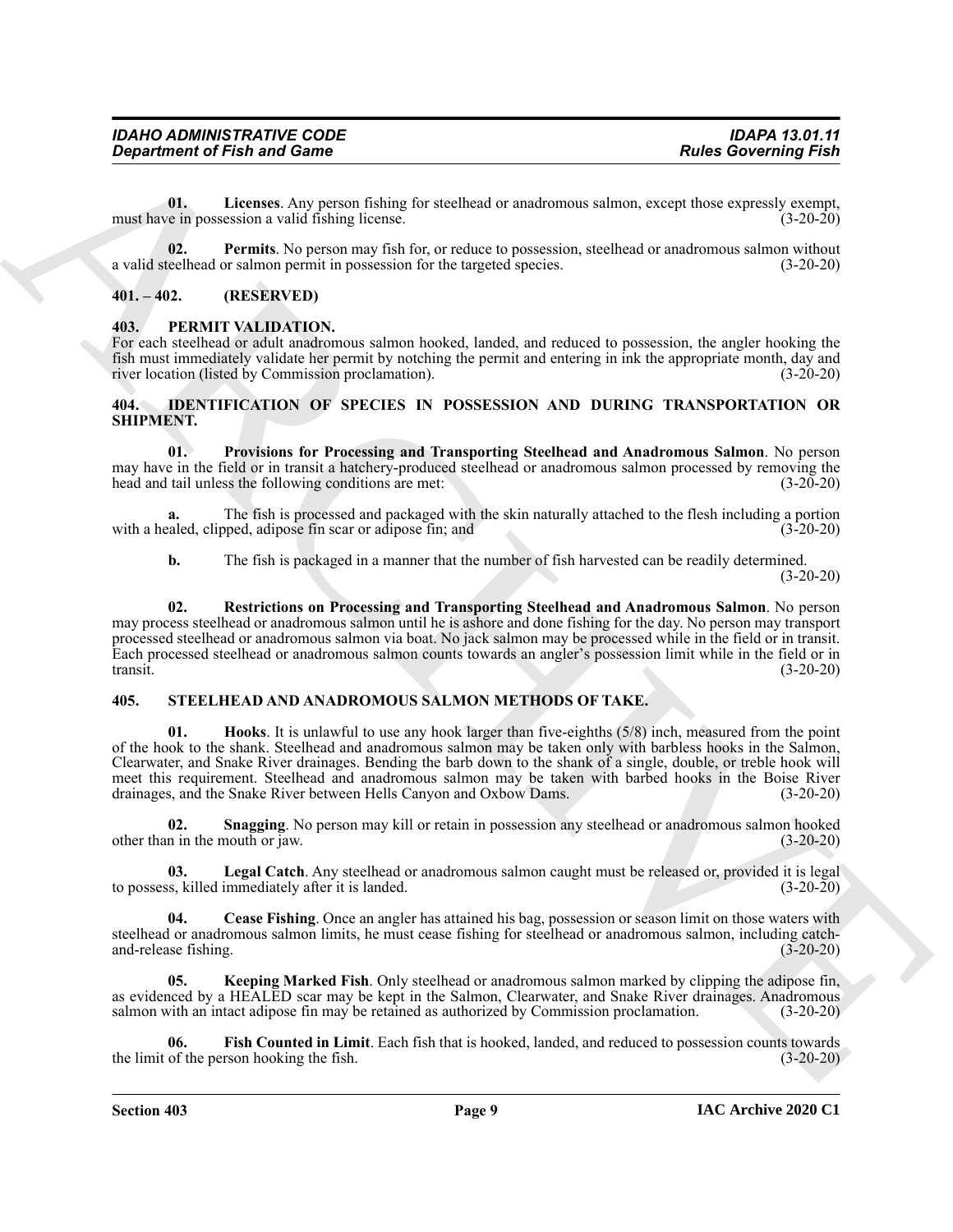**01. Licenses**. Any person fishing for steelhead or anadromous salmon, except those expressly exempt, must have in possession a valid fishing license. (3-20-20)

**02. Permits**. No person may fish for, or reduce to possession, steelhead or anadromous salmon without a valid steelhead or salmon permit in possession for the targeted species. (3-20-20)

## 401. – 402. (RESERVED)

## 403. PERMIT VALIDATION.

For each steelhead or adult anadromous salmon hooked, landed, and reduced to possession, the angler hooking the fish must immediately validate her permit by notching the permit and entering in ink the appropriate month, day and river location (listed by Commission proclamation). (3-20-20)

## 404. IDENTIFICATION OF SPECIES IN POSSESSION AND DURING TRANSPORTATION OR SHIPMENT.

**01. Provisions for Processing and Transporting Steelhead and Anadromous Salmon**. No person may have in the field or in transit a hatchery-produced steelhead or anadromous salmon processed by removing the head and tail unless the following conditions are met: (3-20-20)

**a.** The fish is processed and packaged with the skin naturally attached to the flesh including a portion with a healed, clipped, adipose fin scar or adipose fin; and (3-20-20)

**b.** The fish is packaged in a manner that the number of fish harvested can be readily determined. (3-20-20)

**02. Restrictions on Processing and Transporting Steelhead and Anadromous Salmon**. No person may process steelhead or anadromous salmon until he is ashore and done fishing for the day. No person may transport processed steelhead or anadromous salmon via boat. No jack salmon may be processed while in the field or in transit. Each processed steelhead or anadromous salmon counts towards an angler's possession limit while in the field or in transit. (3-20-20)

## 405. STEELHEAD AND ANADROMOUS SALMON METHODS OF TAKE.

**01. Hooks**. It is unlawful to use any hook larger than five-eighths (5/8) inch, measured from the point of the hook to the shank. Steelhead and anadromous salmon may be taken only with barbless hooks in the Salmon, Clearwater, and Snake River drainages. Bending the barb down to the shank of a single, double, or treble hook will meet this requirement. Steelhead and anadromous salmon may be taken with barbed hooks in the Boise River drainages, and the Snake River between Hells Canyon and Oxbow Dams. (3-20-20)

**02. Snagging**. No person may kill or retain in possession any steelhead or anadromous salmon hooked other than in the mouth or jaw. (3-20-20)

**03. Legal Catch**. Any steelhead or anadromous salmon caught must be released or, provided it is legal to possess, killed immediately after it is landed. (3-20-20)

**04. Cease Fishing**. Once an angler has attained his bag, possession or season limit on those waters with steelhead or anadromous salmon limits, he must cease fishing for steelhead or anadromous salmon, including catch-and-release fishing. (3-20-20)

**05. Keeping Marked Fish**. Only steelhead or anadromous salmon marked by clipping the adipose fin, as evidenced by a HEALED scar may be kept in the Salmon, Clearwater, and Snake River drainages. Anadromous salmon with an intact adipose fin may be retained as authorized by Commission proclamation. (3-20-20)

**06. Fish Counted in Limit**. Each fish that is hooked, landed, and reduced to possession counts towards the limit of the person hooking the fish. (3-20-20)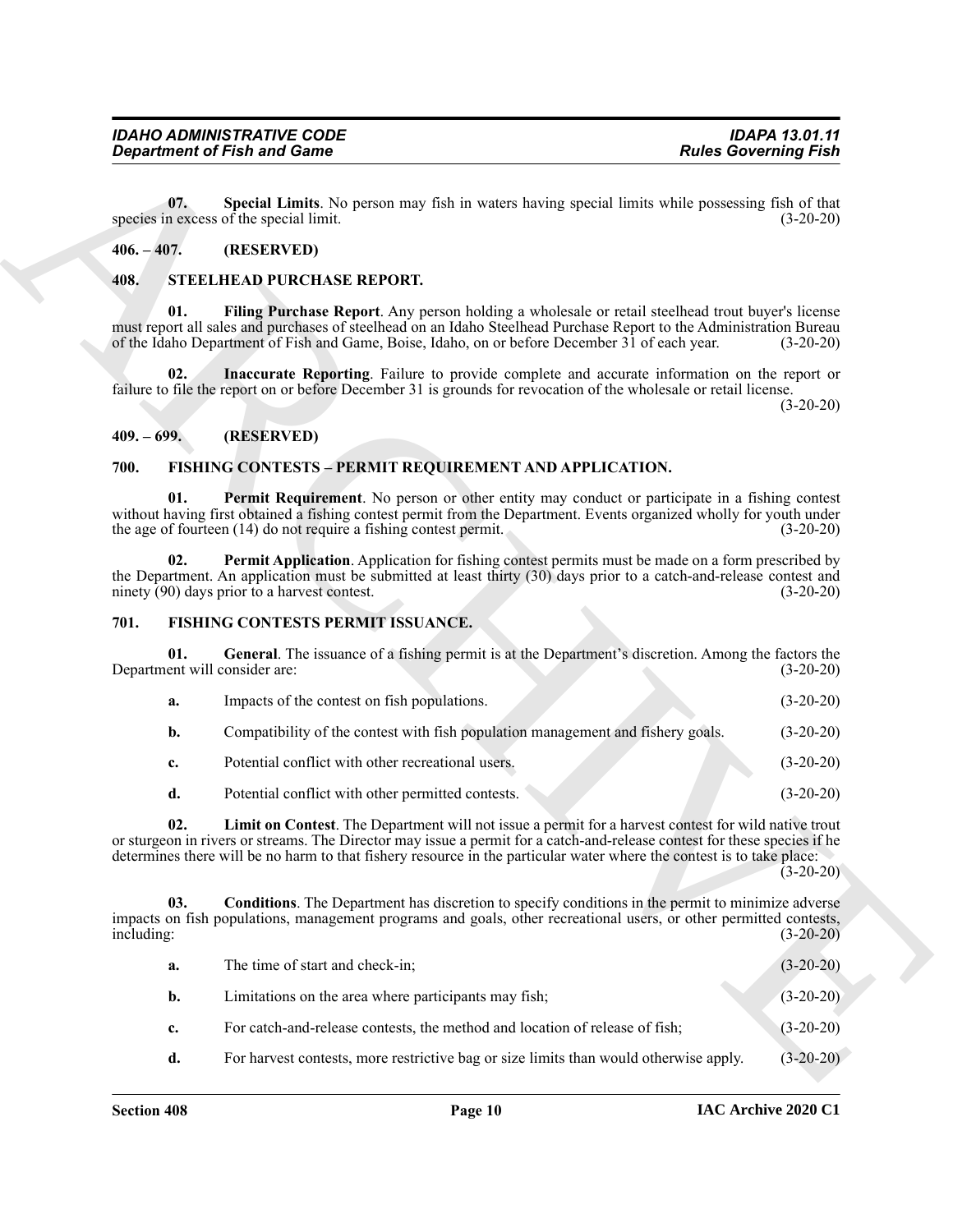**07. Special Limits**. No person may fish in waters having special limits while possessing fish of that species in excess of the special limit. (3-20-20)

## 406. – 407. (RESERVED)

## 408. STEELHEAD PURCHASE REPORT.

**01. Filing Purchase Report**. Any person holding a wholesale or retail steelhead trout buyer's license must report all sales and purchases of steelhead on an Idaho Steelhead Purchase Report to the Administration Bureau of the Idaho Department of Fish and Game, Boise, Idaho, on or before December 31 of each year. (3-20-20)

**02. Inaccurate Reporting**. Failure to provide complete and accurate information on the report or failure to file the report on or before December 31 is grounds for revocation of the wholesale or retail license. (3-20-20)

## 409. – 699. (RESERVED)

## 700. FISHING CONTESTS – PERMIT REQUIREMENT AND APPLICATION.

**01. Permit Requirement**. No person or other entity may conduct or participate in a fishing contest without having first obtained a fishing contest permit from the Department. Events organized wholly for youth under the age of fourteen (14) do not require a fishing contest permit. (3-20-20)

**02. Permit Application**. Application for fishing contest permits must be made on a form prescribed by the Department. An application must be submitted at least thirty (30) days prior to a catch-and-release contest and ninety (90) days prior to a harvest contest. (3-20-20)

## 701. FISHING CONTESTS PERMIT ISSUANCE.

**01. General**. The issuance of a fishing permit is at the Department's discretion. Among the factors the Department will consider are: (3-20-20)

**a.** Impacts of the contest on fish populations. (3-20-20)

**b.** Compatibility of the contest with fish population management and fishery goals. (3-20-20)

**c.** Potential conflict with other recreational users. (3-20-20)

**d.** Potential conflict with other permitted contests. (3-20-20)

**02. Limit on Contest**. The Department will not issue a permit for a harvest contest for wild native trout or sturgeon in rivers or streams. The Director may issue a permit for a catch-and-release contest for these species if he determines there will be no harm to that fishery resource in the particular water where the contest is to take place: (3-20-20)

**03. Conditions**. The Department has discretion to specify conditions in the permit to minimize adverse impacts on fish populations, management programs and goals, other recreational users, or other permitted contests, including: (3-20-20)

**a.** The time of start and check-in; (3-20-20)

**b.** Limitations on the area where participants may fish; (3-20-20)

**c.** For catch-and-release contests, the method and location of release of fish; (3-20-20)

**d.** For harvest contests, more restrictive bag or size limits than would otherwise apply. (3-20-20)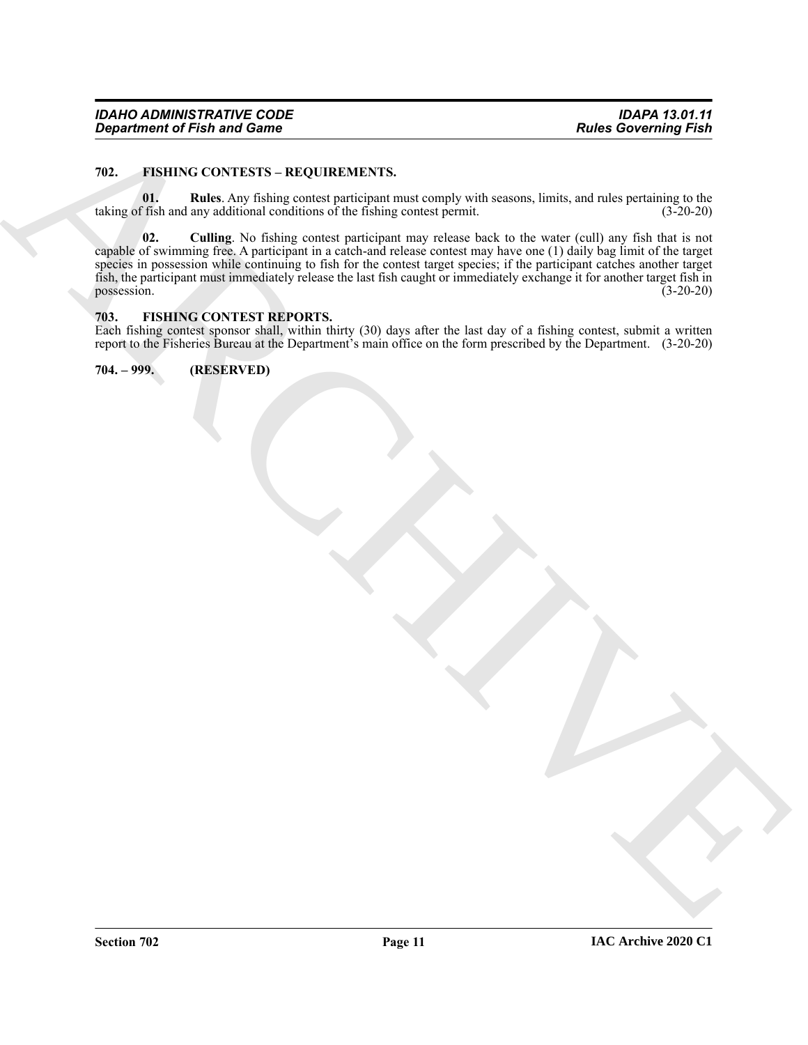## 702. FISHING CONTESTS – REQUIREMENTS.

**01. Rules**. Any fishing contest participant must comply with seasons, limits, and rules pertaining to the taking of fish and any additional conditions of the fishing contest permit. (3-20-20)

**02. Culling**. No fishing contest participant may release back to the water (cull) any fish that is not capable of swimming free. A participant in a catch-and release contest may have one (1) daily bag limit of the target species in possession while continuing to fish for the contest target species; if the participant catches another target fish, the participant must immediately release the last fish caught or immediately exchange it for another target fish in possession. (3-20-20)

## 703. FISHING CONTEST REPORTS.

Each fishing contest sponsor shall, within thirty (30) days after the last day of a fishing contest, submit a written report to the Fisheries Bureau at the Department's main office on the form prescribed by the Department. (3-20-20)

## 704. – 999. (RESERVED)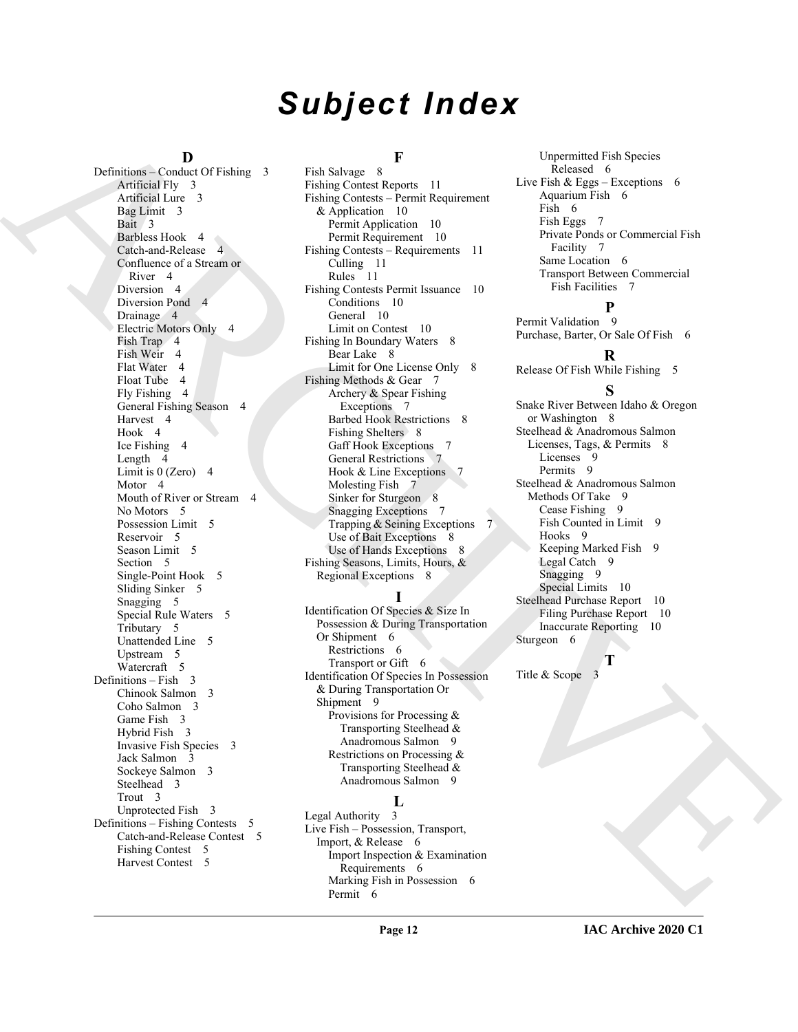# Subject Index

**D**

Definitions – Conduct Of Fishing 3
- Artificial Fly 3
- Artificial Lure 3
- Bag Limit 3
- Bait 3
- Barbless Hook 4
- Catch-and-Release 4
- Confluence of a Stream or River 4
- Diversion 4
- Diversion Pond 4
- Drainage 4
- Electric Motors Only 4
- Fish Trap 4
- Fish Weir 4
- Flat Water 4
- Float Tube 4
- Fly Fishing 4
- General Fishing Season 4
- Harvest 4
- Hook 4
- Ice Fishing 4
- Length 4
- Limit is 0 (Zero) 4
- Motor 4
- Mouth of River or Stream 4
- No Motors 5
- Possession Limit 5
- Reservoir 5
- Season Limit 5
- Section 5
- Single-Point Hook 5
- Sliding Sinker 5
- Snagging 5
- Special Rule Waters 5
- Tributary 5
- Unattended Line 5
- Upstream 5
- Watercraft 5

Definitions – Fish 3
- Chinook Salmon 3
- Coho Salmon 3
- Game Fish 3
- Hybrid Fish 3
- Invasive Fish Species 3
- Jack Salmon 3
- Sockeye Salmon 3
- Steelhead 3
- Trout 3
- Unprotected Fish 3

Definitions – Fishing Contests 5
- Catch-and-Release Contest 5
- Fishing Contest 5
- Harvest Contest 5

**F**

Fish Salvage 8

Fishing Contest Reports 11

Fishing Contests – Permit Requirement & Application 10
- Permit Application 10
- Permit Requirement 10

Fishing Contests – Requirements 11
- Culling 11
- Rules 11

Fishing Contests Permit Issuance 10
- Conditions 10
- General 10
- Limit on Contest 10

Fishing In Boundary Waters 8
- Bear Lake 8
- Limit for One License Only 8

Fishing Methods & Gear 7
- Archery & Spear Fishing Exceptions 7
- Barbed Hook Restrictions 8
- Fishing Shelters 8
- Gaff Hook Exceptions 7
- General Restrictions 7
- Hook & Line Exceptions 7
- Molesting Fish 7
- Sinker for Sturgeon 8
- Snagging Exceptions 7
- Trapping & Seining Exceptions 7
- Use of Bait Exceptions 8
- Use of Hands Exceptions 8

Fishing Seasons, Limits, Hours, & Regional Exceptions 8

**I**

Identification Of Species & Size In Possession & During Transportation Or Shipment 6
- Restrictions 6
- Transport or Gift 6

Identification Of Species In Possession & During Transportation Or Shipment 9
- Provisions for Processing & Transporting Steelhead & Anadromous Salmon 9
- Restrictions on Processing & Transporting Steelhead & Anadromous Salmon 9

**L**

Legal Authority 3

Live Fish – Possession, Transport, Import, & Release 6
- Import Inspection & Examination Requirements 6
- Marking Fish in Possession 6
- Permit 6
- Unpermitted Fish Species Released 6

Live Fish & Eggs – Exceptions 6
- Aquarium Fish 6
- Fish 6
- Fish Eggs 7
- Private Ponds or Commercial Fish Facility 7
- Same Location 6
- Transport Between Commercial Fish Facilities 7

**P**

Permit Validation 9

Purchase, Barter, Or Sale Of Fish 6

**R**

Release Of Fish While Fishing 5

**S**

Snake River Between Idaho & Oregon or Washington 8

Steelhead & Anadromous Salmon Licenses, Tags, & Permits 8
- Licenses 9
- Permits 9

Steelhead & Anadromous Salmon Methods Of Take 9
- Cease Fishing 9
- Fish Counted in Limit 9
- Hooks 9
- Keeping Marked Fish 9
- Legal Catch 9
- Snagging 9
- Special Limits 10

Steelhead Purchase Report 10
- Filing Purchase Report 10
- Inaccurate Reporting 10

Sturgeon 6

**T**

Title & Scope 3